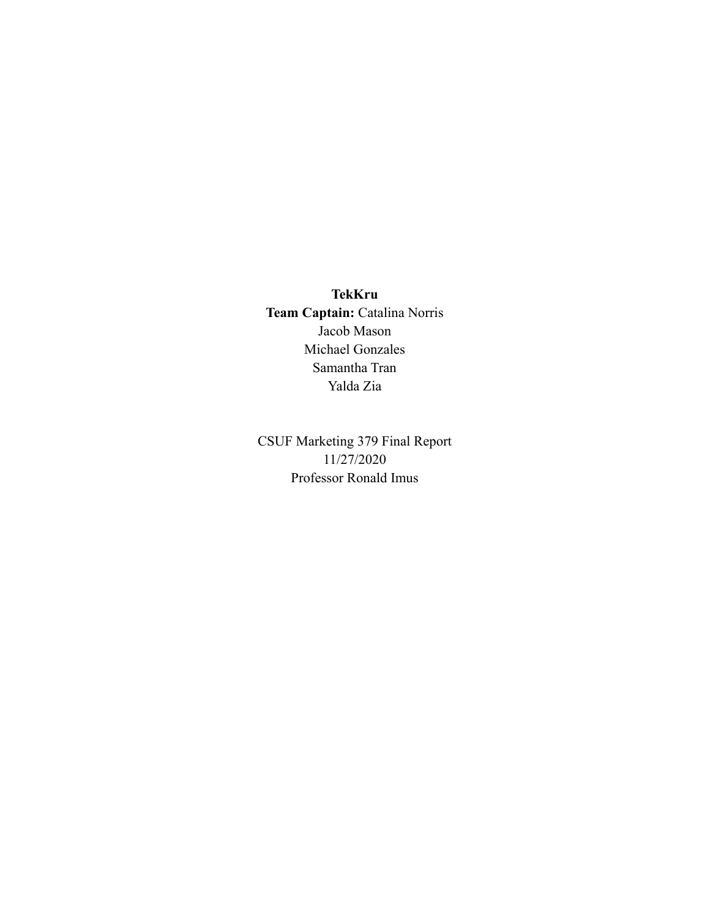**TekKru**

**Team Captain:** Catalina Norris

Jacob Mason

Michael Gonzales

Samantha Tran

Yalda Zia

CSUF Marketing 379 Final Report

11/27/2020

Professor Ronald Imus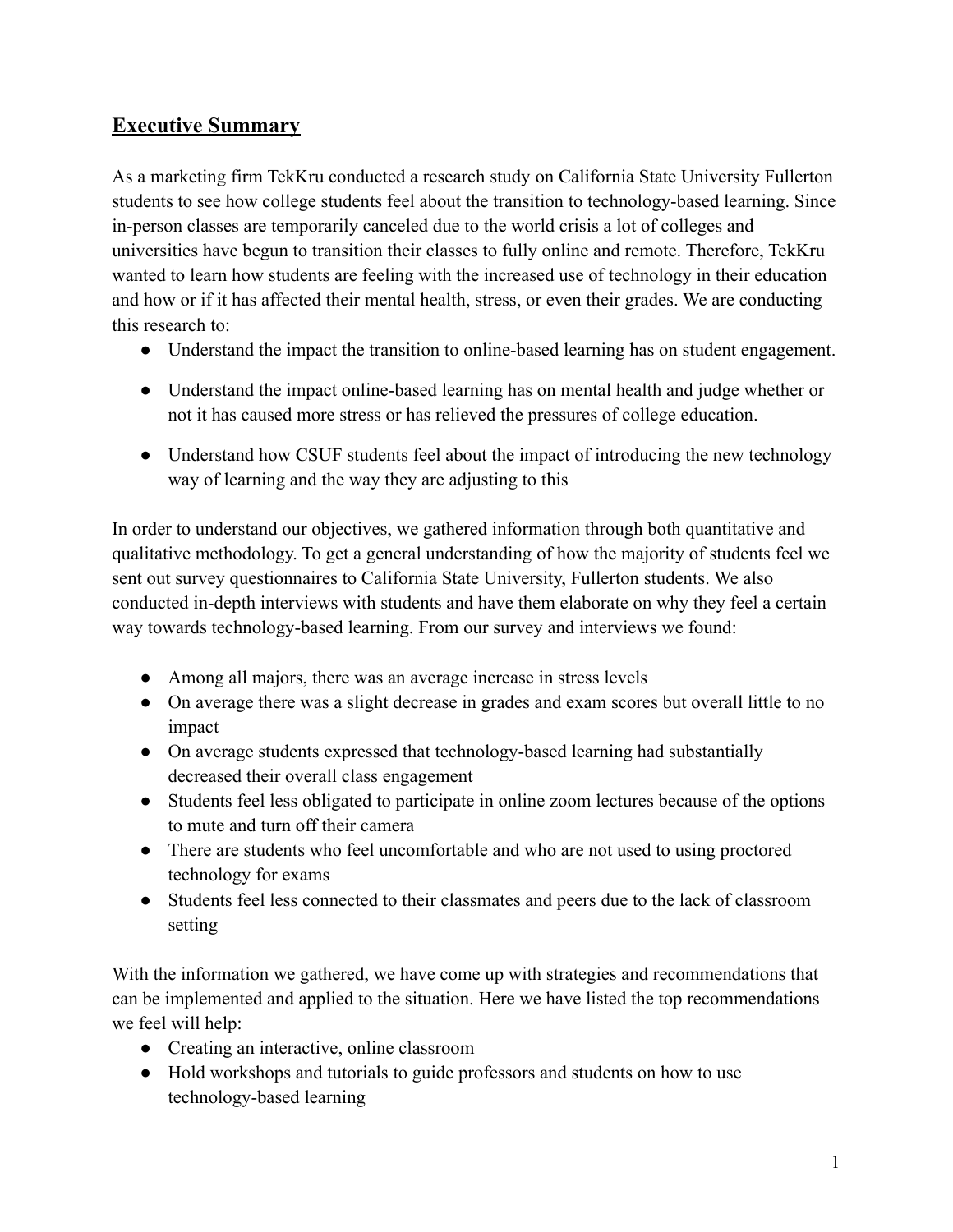## **Executive Summary**

As a marketing firm TekKru conducted a research study on California State University Fullerton students to see how college students feel about the transition to technology-based learning. Since in-person classes are temporarily canceled due to the world crisis a lot of colleges and universities have begun to transition their classes to fully online and remote. Therefore, TekKru wanted to learn how students are feeling with the increased use of technology in their education and how or if it has affected their mental health, stress, or even their grades. We are conducting this research to:

- Understand the impact the transition to online-based learning has on student engagement.
- Understand the impact online-based learning has on mental health and judge whether or not it has caused more stress or has relieved the pressures of college education.
- Understand how CSUF students feel about the impact of introducing the new technology way of learning and the way they are adjusting to this

In order to understand our objectives, we gathered information through both quantitative and qualitative methodology. To get a general understanding of how the majority of students feel we sent out survey questionnaires to California State University, Fullerton students. We also conducted in-depth interviews with students and have them elaborate on why they feel a certain way towards technology-based learning. From our survey and interviews we found:

- Among all majors, there was an average increase in stress levels
- On average there was a slight decrease in grades and exam scores but overall little to no impact
- On average students expressed that technology-based learning had substantially decreased their overall class engagement
- Students feel less obligated to participate in online zoom lectures because of the options to mute and turn off their camera
- There are students who feel uncomfortable and who are not used to using proctored technology for exams
- Students feel less connected to their classmates and peers due to the lack of classroom setting

With the information we gathered, we have come up with strategies and recommendations that can be implemented and applied to the situation. Here we have listed the top recommendations we feel will help:

- Creating an interactive, online classroom
- Hold workshops and tutorials to guide professors and students on how to use technology-based learning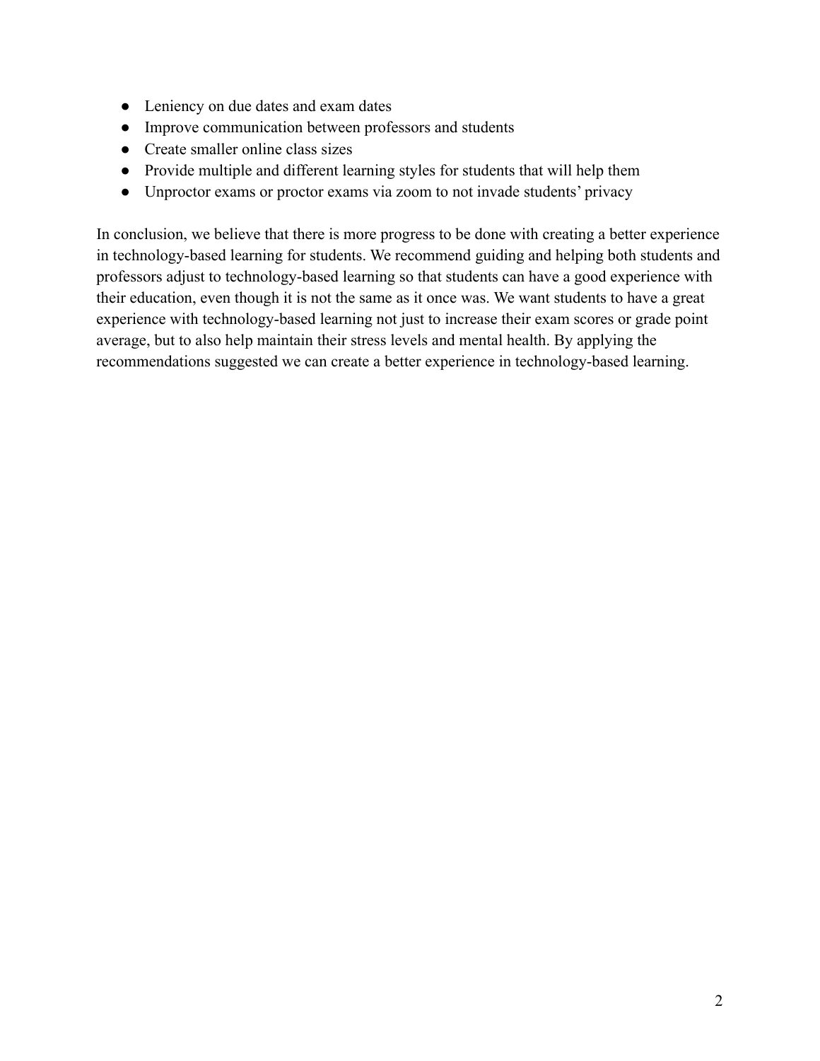- Leniency on due dates and exam dates
- Improve communication between professors and students
- Create smaller online class sizes
- Provide multiple and different learning styles for students that will help them
- Unproctor exams or proctor exams via zoom to not invade students' privacy

In conclusion, we believe that there is more progress to be done with creating a better experience in technology-based learning for students. We recommend guiding and helping both students and professors adjust to technology-based learning so that students can have a good experience with their education, even though it is not the same as it once was. We want students to have a great experience with technology-based learning not just to increase their exam scores or grade point average, but to also help maintain their stress levels and mental health. By applying the recommendations suggested we can create a better experience in technology-based learning.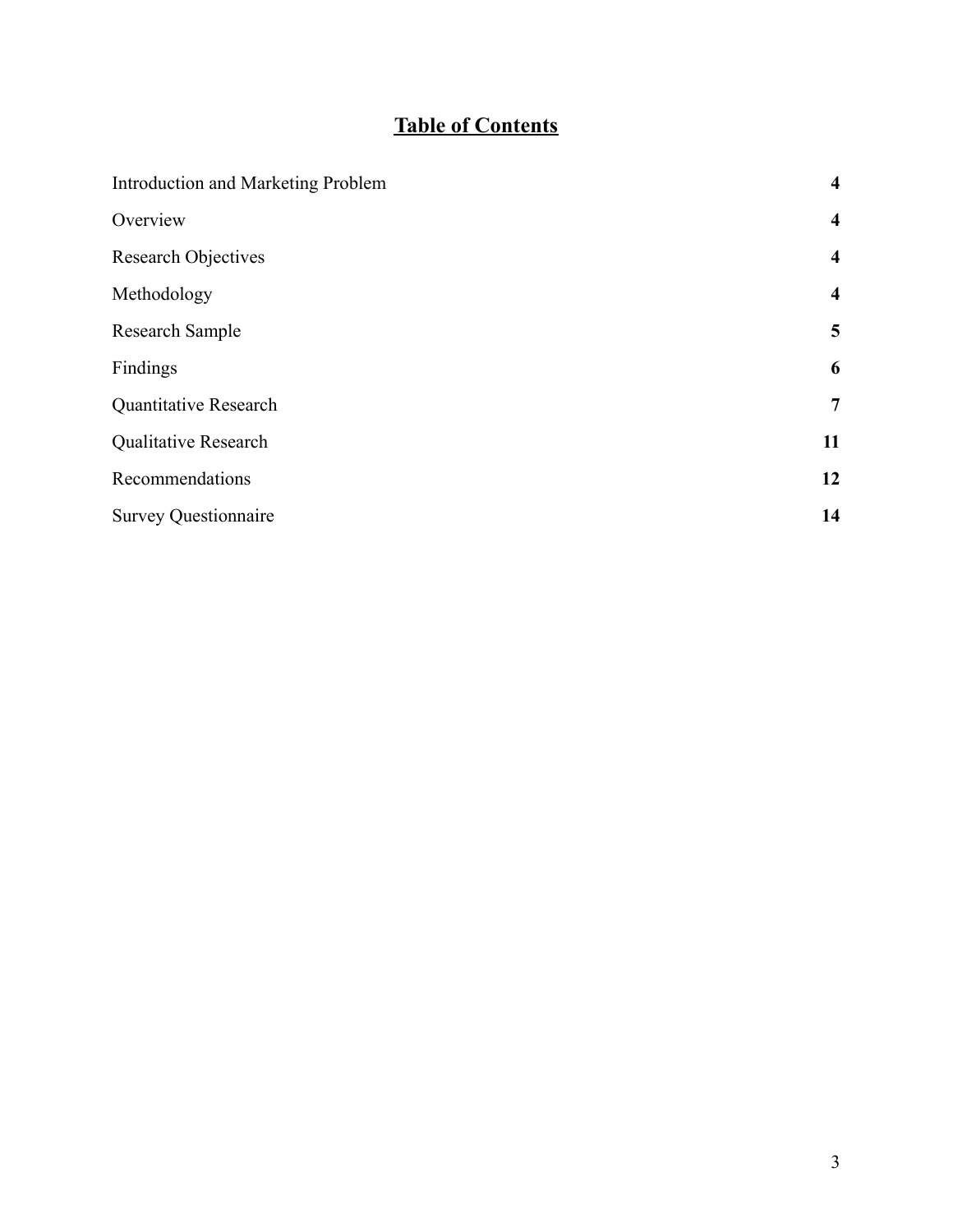# **Table of Contents**

| | |
|---|---|
| Introduction and Marketing Problem | **4** |
| Overview | **4** |
| Research Objectives | **4** |
| Methodology | **4** |
| Research Sample | **5** |
| Findings | **6** |
| Quantitative Research | **7** |
| Qualitative Research | **11** |
| Recommendations | **12** |
| Survey Questionnaire | **14** |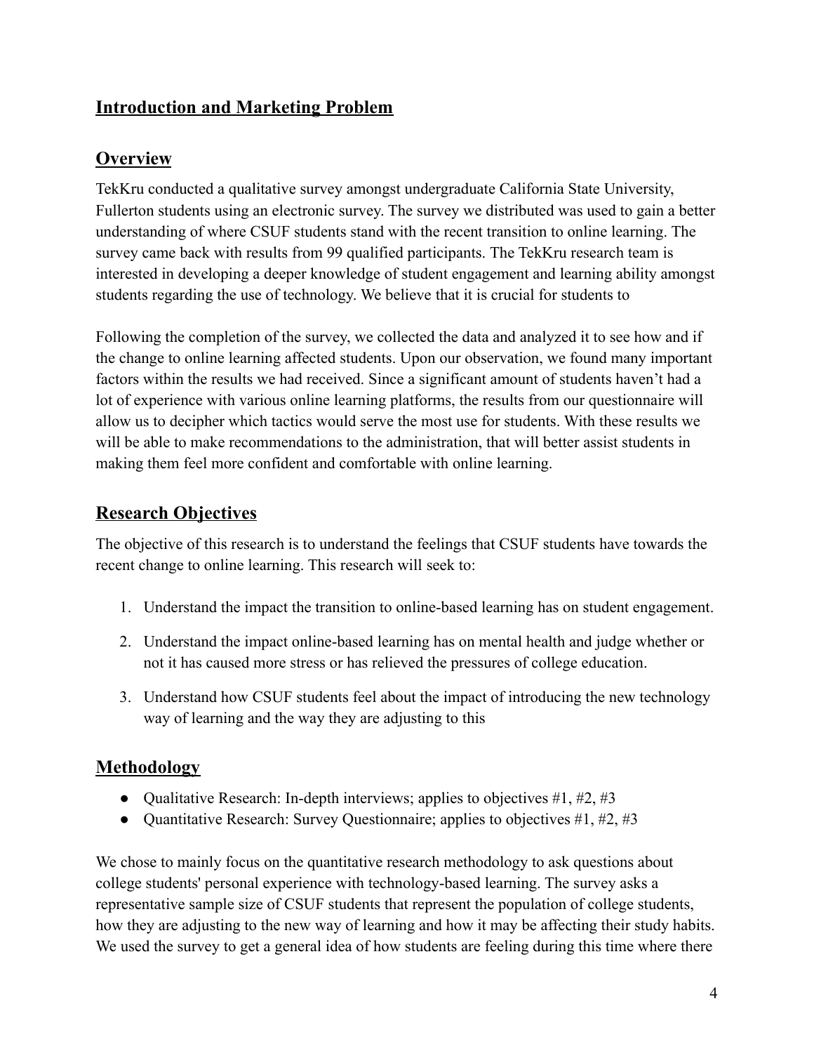## Introduction and Marketing Problem

## Overview

TekKru conducted a qualitative survey amongst undergraduate California State University, Fullerton students using an electronic survey. The survey we distributed was used to gain a better understanding of where CSUF students stand with the recent transition to online learning. The survey came back with results from 99 qualified participants. The TekKru research team is interested in developing a deeper knowledge of student engagement and learning ability amongst students regarding the use of technology. We believe that it is crucial for students to

Following the completion of the survey, we collected the data and analyzed it to see how and if the change to online learning affected students. Upon our observation, we found many important factors within the results we had received. Since a significant amount of students haven't had a lot of experience with various online learning platforms, the results from our questionnaire will allow us to decipher which tactics would serve the most use for students. With these results we will be able to make recommendations to the administration, that will better assist students in making them feel more confident and comfortable with online learning.

## Research Objectives

The objective of this research is to understand the feelings that CSUF students have towards the recent change to online learning. This research will seek to:

1. Understand the impact the transition to online-based learning has on student engagement.
2. Understand the impact online-based learning has on mental health and judge whether or not it has caused more stress or has relieved the pressures of college education.
3. Understand how CSUF students feel about the impact of introducing the new technology way of learning and the way they are adjusting to this

## Methodology

- Qualitative Research: In-depth interviews; applies to objectives #1, #2, #3
- Quantitative Research: Survey Questionnaire; applies to objectives #1, #2, #3

We chose to mainly focus on the quantitative research methodology to ask questions about college students' personal experience with technology-based learning. The survey asks a representative sample size of CSUF students that represent the population of college students, how they are adjusting to the new way of learning and how it may be affecting their study habits. We used the survey to get a general idea of how students are feeling during this time where there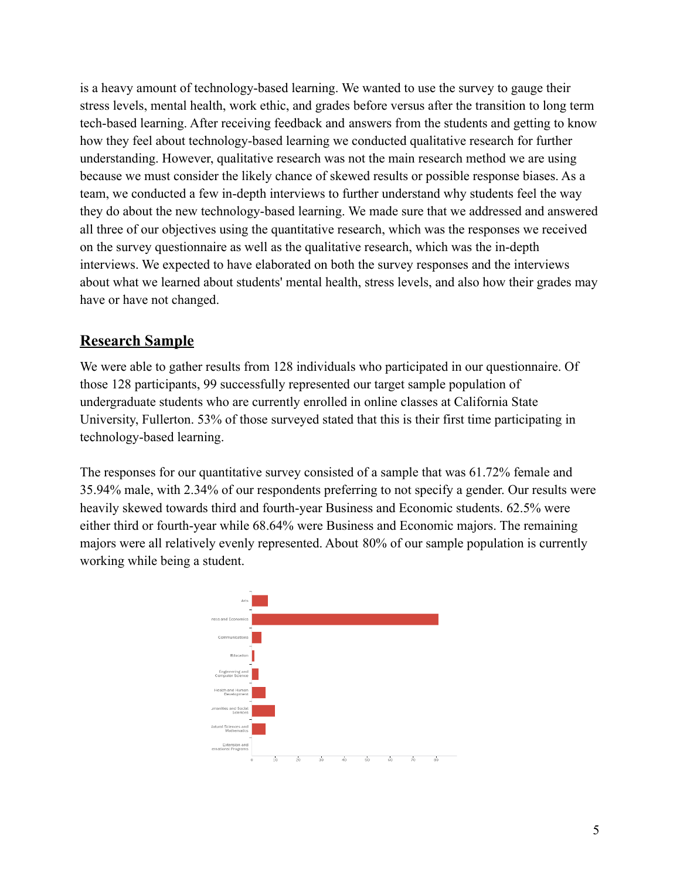is a heavy amount of technology-based learning. We wanted to use the survey to gauge their stress levels, mental health, work ethic, and grades before versus after the transition to long term tech-based learning. After receiving feedback and answers from the students and getting to know how they feel about technology-based learning we conducted qualitative research for further understanding. However, qualitative research was not the main research method we are using because we must consider the likely chance of skewed results or possible response biases. As a team, we conducted a few in-depth interviews to further understand why students feel the way they do about the new technology-based learning. We made sure that we addressed and answered all three of our objectives using the quantitative research, which was the responses we received on the survey questionnaire as well as the qualitative research, which was the in-depth interviews. We expected to have elaborated on both the survey responses and the interviews about what we learned about students' mental health, stress levels, and also how their grades may have or have not changed.

## Research Sample

We were able to gather results from 128 individuals who participated in our questionnaire. Of those 128 participants, 99 successfully represented our target sample population of undergraduate students who are currently enrolled in online classes at California State University, Fullerton. 53% of those surveyed stated that this is their first time participating in technology-based learning.

The responses for our quantitative survey consisted of a sample that was 61.72% female and 35.94% male, with 2.34% of our respondents preferring to not specify a gender. Our results were heavily skewed towards third and fourth-year Business and Economic students. 62.5% were either third or fourth-year while 68.64% were Business and Economic majors. The remaining majors were all relatively evenly represented. About 80% of our sample population is currently working while being a student.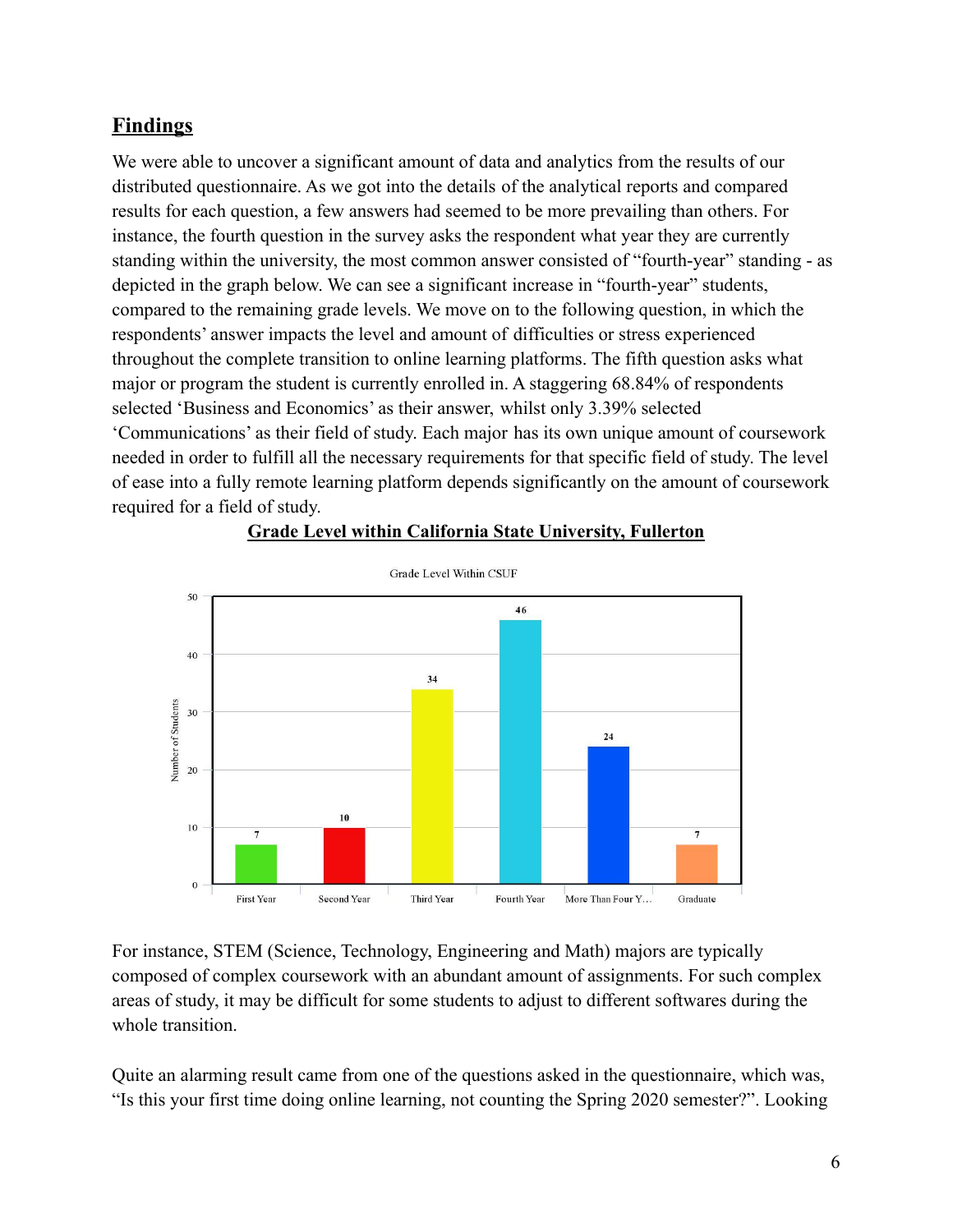## Findings

We were able to uncover a significant amount of data and analytics from the results of our distributed questionnaire. As we got into the details of the analytical reports and compared results for each question, a few answers had seemed to be more prevailing than others. For instance, the fourth question in the survey asks the respondent what year they are currently standing within the university, the most common answer consisted of "fourth-year" standing - as depicted in the graph below. We can see a significant increase in "fourth-year" students, compared to the remaining grade levels. We move on to the following question, in which the respondents' answer impacts the level and amount of difficulties or stress experienced throughout the complete transition to online learning platforms. The fifth question asks what major or program the student is currently enrolled in. A staggering 68.84% of respondents selected 'Business and Economics' as their answer, whilst only 3.39% selected 'Communications' as their field of study. Each major has its own unique amount of coursework needed in order to fulfill all the necessary requirements for that specific field of study. The level of ease into a fully remote learning platform depends significantly on the amount of coursework required for a field of study.

**Grade Level within California State University, Fullerton**

Grade Level Within CSUF

| Grade Level | Number of Students |
| --- | --- |
| First Year | 7 |
| Second Year | 10 |
| Third Year | 34 |
| Fourth Year | 46 |
| More Than Four Y... | 24 |
| Graduate | 7 |

For instance, STEM (Science, Technology, Engineering and Math) majors are typically composed of complex coursework with an abundant amount of assignments. For such complex areas of study, it may be difficult for some students to adjust to different softwares during the whole transition.

Quite an alarming result came from one of the questions asked in the questionnaire, which was, "Is this your first time doing online learning, not counting the Spring 2020 semester?". Looking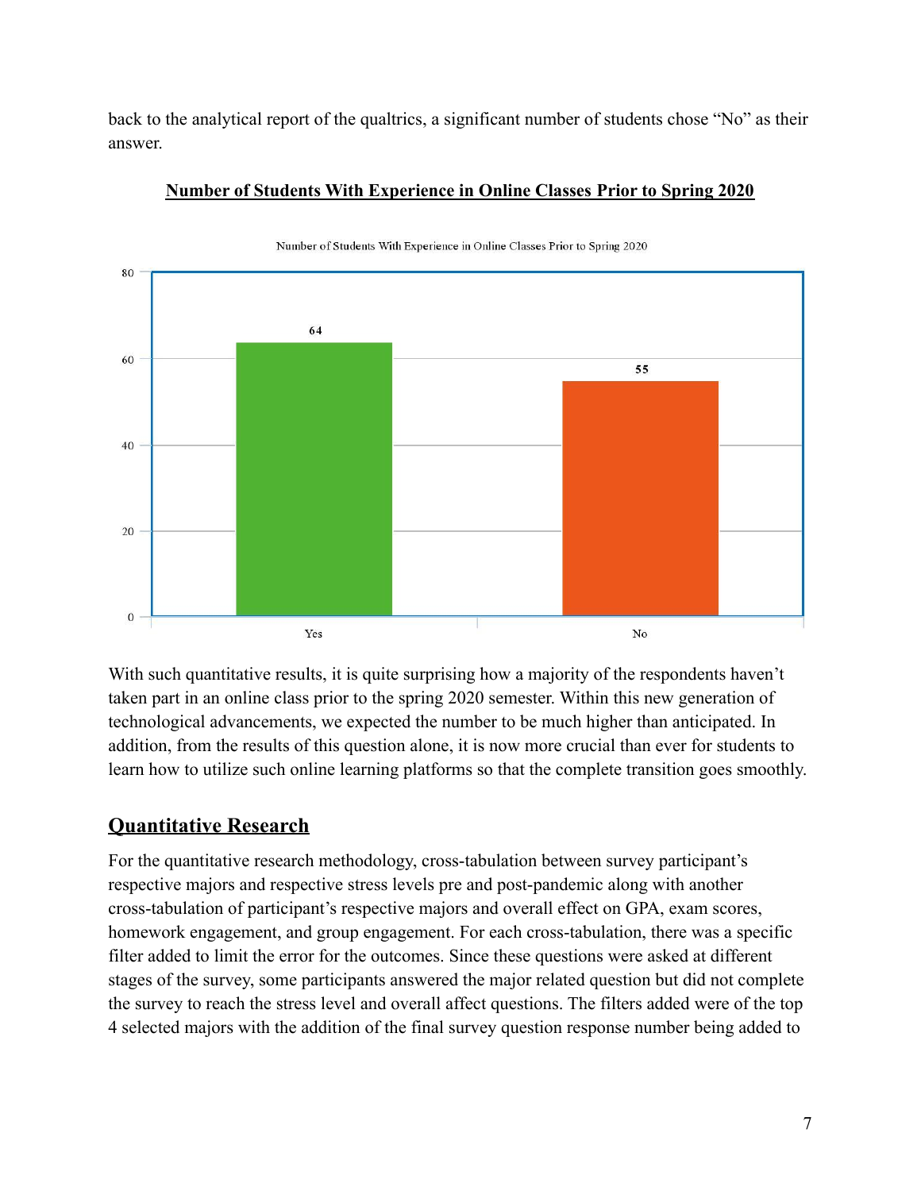back to the analytical report of the qualtrics, a significant number of students chose “No” as their answer.

**Number of Students With Experience in Online Classes Prior to Spring 2020**

With such quantitative results, it is quite surprising how a majority of the respondents haven’t taken part in an online class prior to the spring 2020 semester. Within this new generation of technological advancements, we expected the number to be much higher than anticipated. In addition, from the results of this question alone, it is now more crucial than ever for students to learn how to utilize such online learning platforms so that the complete transition goes smoothly.

## Quantitative Research

For the quantitative research methodology, cross-tabulation between survey participant’s respective majors and respective stress levels pre and post-pandemic along with another cross-tabulation of participant’s respective majors and overall effect on GPA, exam scores, homework engagement, and group engagement. For each cross-tabulation, there was a specific filter added to limit the error for the outcomes. Since these questions were asked at different stages of the survey, some participants answered the major related question but did not complete the survey to reach the stress level and overall affect questions. The filters added were of the top 4 selected majors with the addition of the final survey question response number being added to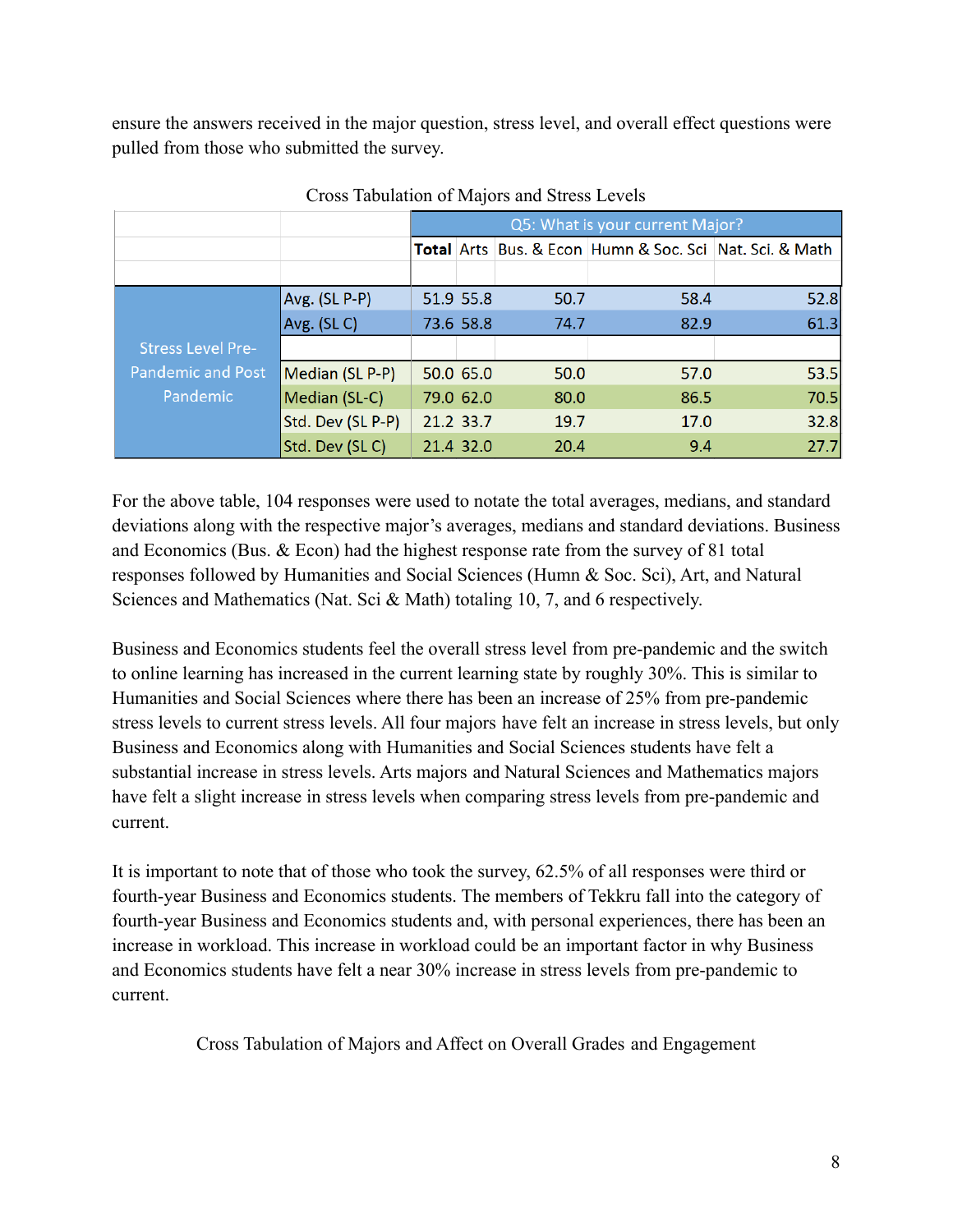ensure the answers received in the major question, stress level, and overall effect questions were pulled from those who submitted the survey.

Cross Tabulation of Majors and Stress Levels

| | | Q5: What is your current Major? | | | | |
|---|---|---|---|---|---|---|
| | | **Total** | Arts | Bus. & Econ | Humn & Soc. Sci | Nat. Sci. & Math |
| Stress Level Pre-Pandemic and Post Pandemic | Avg. (SL P-P) | 51.9 | 55.8 | 50.7 | 58.4 | 52.8 |
| | Avg. (SL C) | 73.6 | 58.8 | 74.7 | 82.9 | 61.3 |
| | Median (SL P-P) | 50.0 | 65.0 | 50.0 | 57.0 | 53.5 |
| | Median (SL-C) | 79.0 | 62.0 | 80.0 | 86.5 | 70.5 |
| | Std. Dev (SL P-P) | 21.2 | 33.7 | 19.7 | 17.0 | 32.8 |
| | Std. Dev (SL C) | 21.4 | 32.0 | 20.4 | 9.4 | 27.7 |

For the above table, 104 responses were used to notate the total averages, medians, and standard deviations along with the respective major's averages, medians and standard deviations. Business and Economics (Bus. & Econ) had the highest response rate from the survey of 81 total responses followed by Humanities and Social Sciences (Humn & Soc. Sci), Art, and Natural Sciences and Mathematics (Nat. Sci & Math) totaling 10, 7, and 6 respectively.

Business and Economics students feel the overall stress level from pre-pandemic and the switch to online learning has increased in the current learning state by roughly 30%. This is similar to Humanities and Social Sciences where there has been an increase of 25% from pre-pandemic stress levels to current stress levels. All four majors have felt an increase in stress levels, but only Business and Economics along with Humanities and Social Sciences students have felt a substantial increase in stress levels. Arts majors and Natural Sciences and Mathematics majors have felt a slight increase in stress levels when comparing stress levels from pre-pandemic and current.

It is important to note that of those who took the survey, 62.5% of all responses were third or fourth-year Business and Economics students. The members of Tekkru fall into the category of fourth-year Business and Economics students and, with personal experiences, there has been an increase in workload. This increase in workload could be an important factor in why Business and Economics students have felt a near 30% increase in stress levels from pre-pandemic to current.

Cross Tabulation of Majors and Affect on Overall Grades and Engagement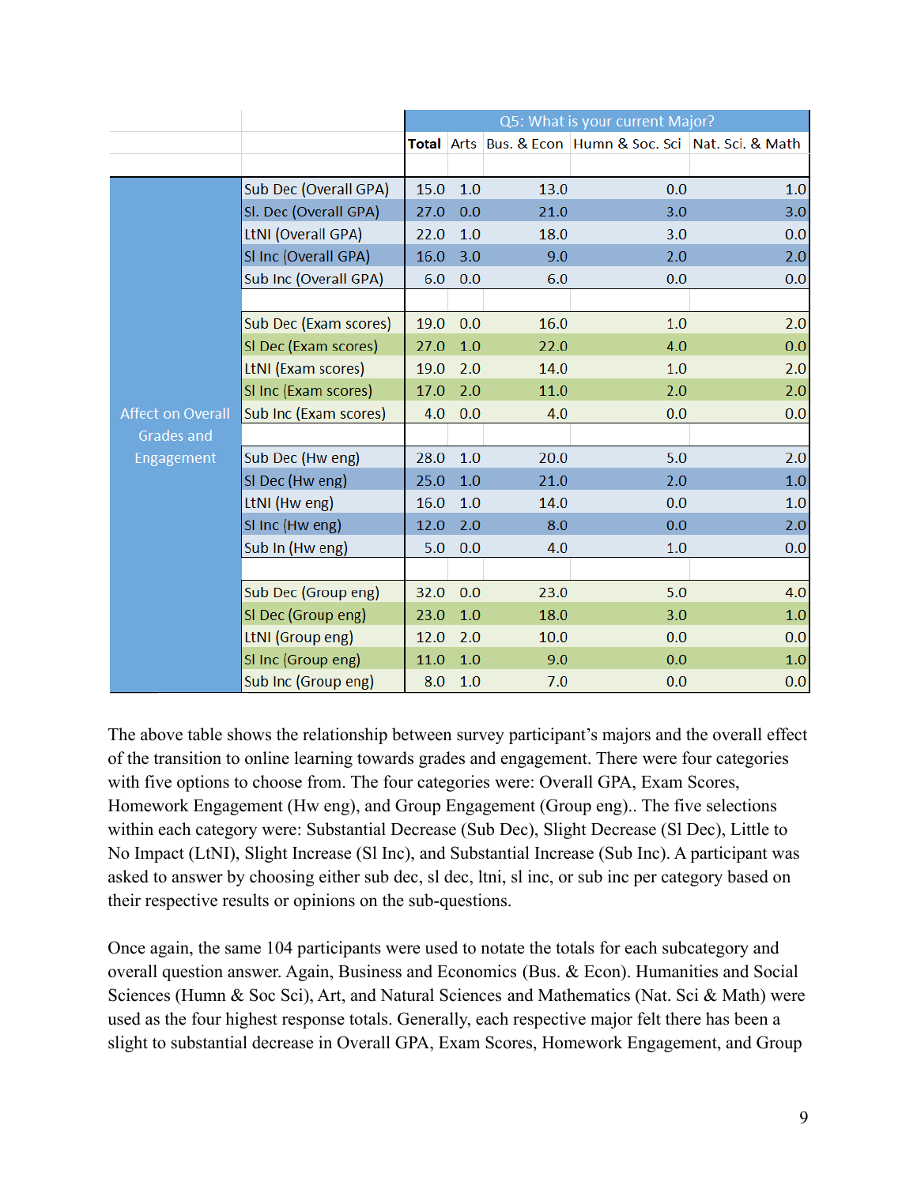| | | Q5: What is your current Major? | | | | |
|---|---|---|---|---|---|---|
| | | **Total** | Arts | Bus. & Econ | Humn & Soc. Sci | Nat. Sci. & Math |
| Affect on Overall Grades and Engagement | Sub Dec (Overall GPA) | 15.0 | 1.0 | 13.0 | 0.0 | 1.0 |
| | Sl. Dec (Overall GPA) | 27.0 | 0.0 | 21.0 | 3.0 | 3.0 |
| | LtNI (Overall GPA) | 22.0 | 1.0 | 18.0 | 3.0 | 0.0 |
| | Sl Inc (Overall GPA) | 16.0 | 3.0 | 9.0 | 2.0 | 2.0 |
| | Sub Inc (Overall GPA) | 6.0 | 0.0 | 6.0 | 0.0 | 0.0 |
| | | | | | | |
| | Sub Dec (Exam scores) | 19.0 | 0.0 | 16.0 | 1.0 | 2.0 |
| | Sl Dec (Exam scores) | 27.0 | 1.0 | 22.0 | 4.0 | 0.0 |
| | LtNI (Exam scores) | 19.0 | 2.0 | 14.0 | 1.0 | 2.0 |
| | Sl Inc (Exam scores) | 17.0 | 2.0 | 11.0 | 2.0 | 2.0 |
| | Sub Inc (Exam scores) | 4.0 | 0.0 | 4.0 | 0.0 | 0.0 |
| | | | | | | |
| | Sub Dec (Hw eng) | 28.0 | 1.0 | 20.0 | 5.0 | 2.0 |
| | Sl Dec (Hw eng) | 25.0 | 1.0 | 21.0 | 2.0 | 1.0 |
| | LtNI (Hw eng) | 16.0 | 1.0 | 14.0 | 0.0 | 1.0 |
| | Sl Inc (Hw eng) | 12.0 | 2.0 | 8.0 | 0.0 | 2.0 |
| | Sub In (Hw eng) | 5.0 | 0.0 | 4.0 | 1.0 | 0.0 |
| | | | | | | |
| | Sub Dec (Group eng) | 32.0 | 0.0 | 23.0 | 5.0 | 4.0 |
| | Sl Dec (Group eng) | 23.0 | 1.0 | 18.0 | 3.0 | 1.0 |
| | LtNI (Group eng) | 12.0 | 2.0 | 10.0 | 0.0 | 0.0 |
| | Sl Inc (Group eng) | 11.0 | 1.0 | 9.0 | 0.0 | 1.0 |
| | Sub Inc (Group eng) | 8.0 | 1.0 | 7.0 | 0.0 | 0.0 |

The above table shows the relationship between survey participant's majors and the overall effect of the transition to online learning towards grades and engagement. There were four categories with five options to choose from. The four categories were: Overall GPA, Exam Scores, Homework Engagement (Hw eng), and Group Engagement (Group eng).. The five selections within each category were: Substantial Decrease (Sub Dec), Slight Decrease (Sl Dec), Little to No Impact (LtNI), Slight Increase (Sl Inc), and Substantial Increase (Sub Inc). A participant was asked to answer by choosing either sub dec, sl dec, ltni, sl inc, or sub inc per category based on their respective results or opinions on the sub-questions.

Once again, the same 104 participants were used to notate the totals for each subcategory and overall question answer. Again, Business and Economics (Bus. & Econ). Humanities and Social Sciences (Humn & Soc Sci), Art, and Natural Sciences and Mathematics (Nat. Sci & Math) were used as the four highest response totals. Generally, each respective major felt there has been a slight to substantial decrease in Overall GPA, Exam Scores, Homework Engagement, and Group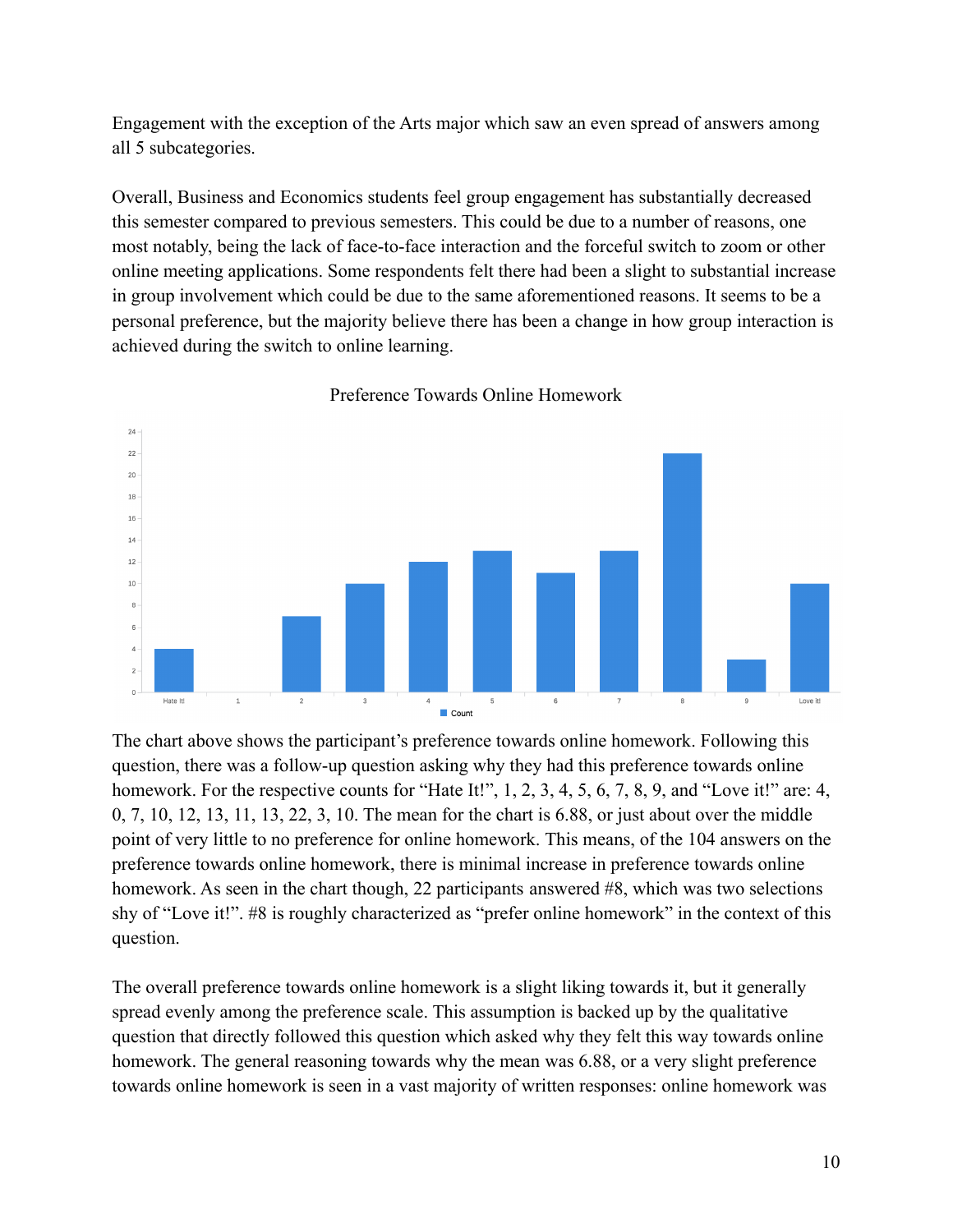Engagement with the exception of the Arts major which saw an even spread of answers among all 5 subcategories.

Overall, Business and Economics students feel group engagement has substantially decreased this semester compared to previous semesters. This could be due to a number of reasons, one most notably, being the lack of face-to-face interaction and the forceful switch to zoom or other online meeting applications. Some respondents felt there had been a slight to substantial increase in group involvement which could be due to the same aforementioned reasons. It seems to be a personal preference, but the majority believe there has been a change in how group interaction is achieved during the switch to online learning.

Preference Towards Online Homework

The chart above shows the participant's preference towards online homework. Following this question, there was a follow-up question asking why they had this preference towards online homework. For the respective counts for "Hate It!", 1, 2, 3, 4, 5, 6, 7, 8, 9, and "Love it!" are: 4, 0, 7, 10, 12, 13, 11, 13, 22, 3, 10. The mean for the chart is 6.88, or just about over the middle point of very little to no preference for online homework. This means, of the 104 answers on the preference towards online homework, there is minimal increase in preference towards online homework. As seen in the chart though, 22 participants answered #8, which was two selections shy of "Love it!". #8 is roughly characterized as "prefer online homework" in the context of this question.

The overall preference towards online homework is a slight liking towards it, but it generally spread evenly among the preference scale. This assumption is backed up by the qualitative question that directly followed this question which asked why they felt this way towards online homework. The general reasoning towards why the mean was 6.88, or a very slight preference towards online homework is seen in a vast majority of written responses: online homework was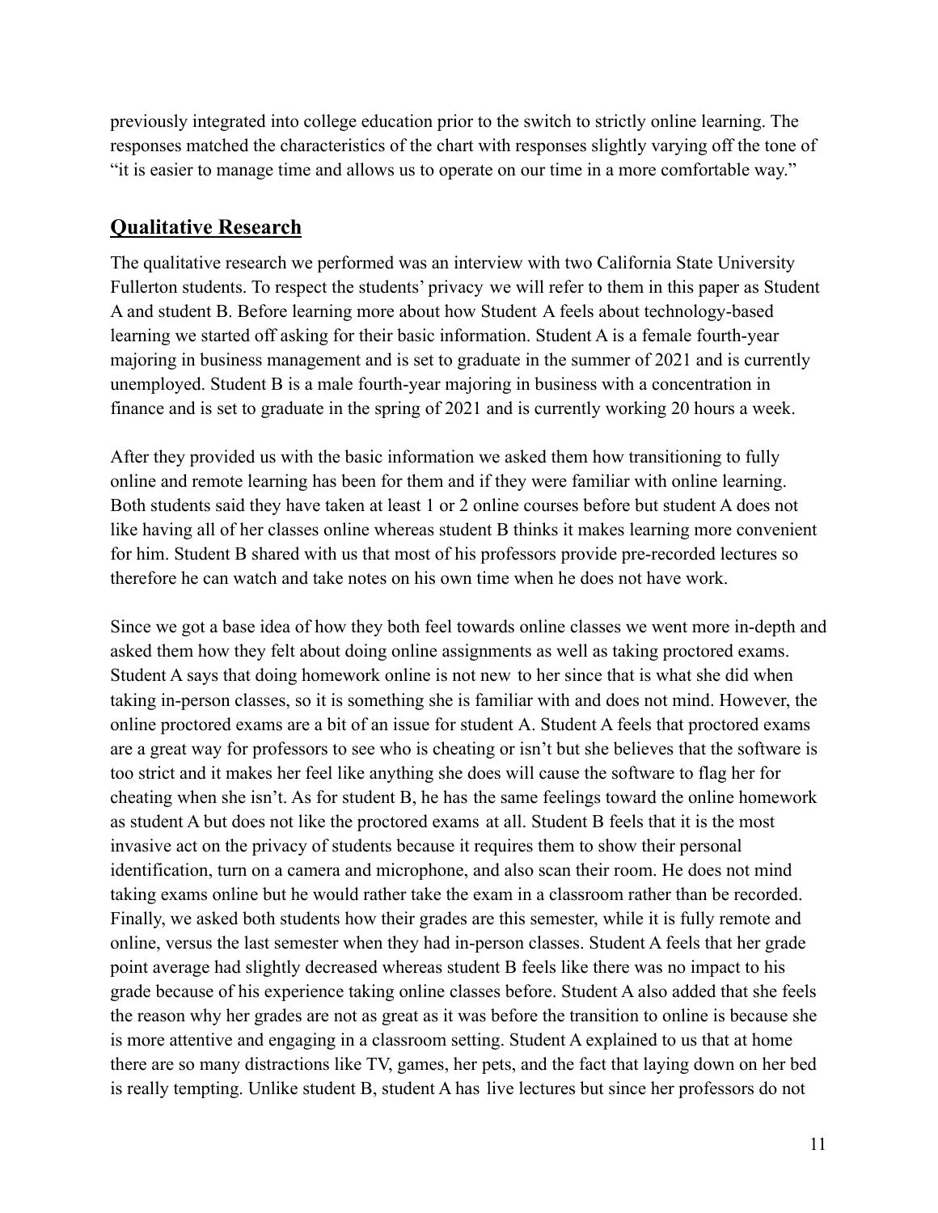previously integrated into college education prior to the switch to strictly online learning. The responses matched the characteristics of the chart with responses slightly varying off the tone of "it is easier to manage time and allows us to operate on our time in a more comfortable way."

## Qualitative Research

The qualitative research we performed was an interview with two California State University Fullerton students. To respect the students' privacy we will refer to them in this paper as Student A and student B. Before learning more about how Student A feels about technology-based learning we started off asking for their basic information. Student A is a female fourth-year majoring in business management and is set to graduate in the summer of 2021 and is currently unemployed. Student B is a male fourth-year majoring in business with a concentration in finance and is set to graduate in the spring of 2021 and is currently working 20 hours a week.

After they provided us with the basic information we asked them how transitioning to fully online and remote learning has been for them and if they were familiar with online learning. Both students said they have taken at least 1 or 2 online courses before but student A does not like having all of her classes online whereas student B thinks it makes learning more convenient for him. Student B shared with us that most of his professors provide pre-recorded lectures so therefore he can watch and take notes on his own time when he does not have work.

Since we got a base idea of how they both feel towards online classes we went more in-depth and asked them how they felt about doing online assignments as well as taking proctored exams. Student A says that doing homework online is not new to her since that is what she did when taking in-person classes, so it is something she is familiar with and does not mind. However, the online proctored exams are a bit of an issue for student A. Student A feels that proctored exams are a great way for professors to see who is cheating or isn't but she believes that the software is too strict and it makes her feel like anything she does will cause the software to flag her for cheating when she isn't. As for student B, he has the same feelings toward the online homework as student A but does not like the proctored exams at all. Student B feels that it is the most invasive act on the privacy of students because it requires them to show their personal identification, turn on a camera and microphone, and also scan their room. He does not mind taking exams online but he would rather take the exam in a classroom rather than be recorded. Finally, we asked both students how their grades are this semester, while it is fully remote and online, versus the last semester when they had in-person classes. Student A feels that her grade point average had slightly decreased whereas student B feels like there was no impact to his grade because of his experience taking online classes before. Student A also added that she feels the reason why her grades are not as great as it was before the transition to online is because she is more attentive and engaging in a classroom setting. Student A explained to us that at home there are so many distractions like TV, games, her pets, and the fact that laying down on her bed is really tempting. Unlike student B, student A has live lectures but since her professors do not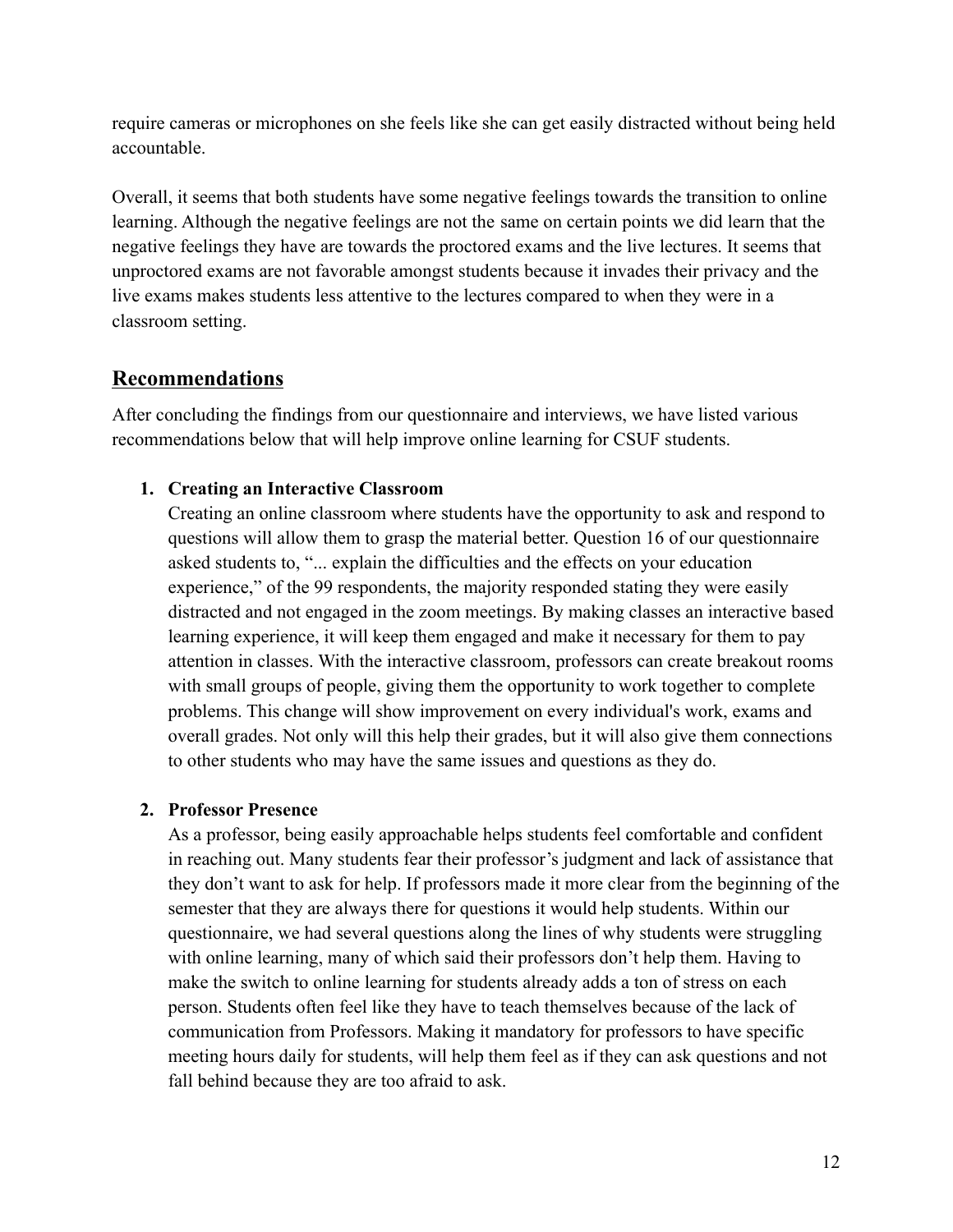require cameras or microphones on she feels like she can get easily distracted without being held accountable.

Overall, it seems that both students have some negative feelings towards the transition to online learning. Although the negative feelings are not the same on certain points we did learn that the negative feelings they have are towards the proctored exams and the live lectures. It seems that unproctored exams are not favorable amongst students because it invades their privacy and the live exams makes students less attentive to the lectures compared to when they were in a classroom setting.

## Recommendations

After concluding the findings from our questionnaire and interviews, we have listed various recommendations below that will help improve online learning for CSUF students.

1. **Creating an Interactive Classroom**
   Creating an online classroom where students have the opportunity to ask and respond to questions will allow them to grasp the material better. Question 16 of our questionnaire asked students to, "... explain the difficulties and the effects on your education experience," of the 99 respondents, the majority responded stating they were easily distracted and not engaged in the zoom meetings. By making classes an interactive based learning experience, it will keep them engaged and make it necessary for them to pay attention in classes. With the interactive classroom, professors can create breakout rooms with small groups of people, giving them the opportunity to work together to complete problems. This change will show improvement on every individual's work, exams and overall grades. Not only will this help their grades, but it will also give them connections to other students who may have the same issues and questions as they do.

2. **Professor Presence**
   As a professor, being easily approachable helps students feel comfortable and confident in reaching out. Many students fear their professor's judgment and lack of assistance that they don't want to ask for help. If professors made it more clear from the beginning of the semester that they are always there for questions it would help students. Within our questionnaire, we had several questions along the lines of why students were struggling with online learning, many of which said their professors don't help them. Having to make the switch to online learning for students already adds a ton of stress on each person. Students often feel like they have to teach themselves because of the lack of communication from Professors. Making it mandatory for professors to have specific meeting hours daily for students, will help them feel as if they can ask questions and not fall behind because they are too afraid to ask.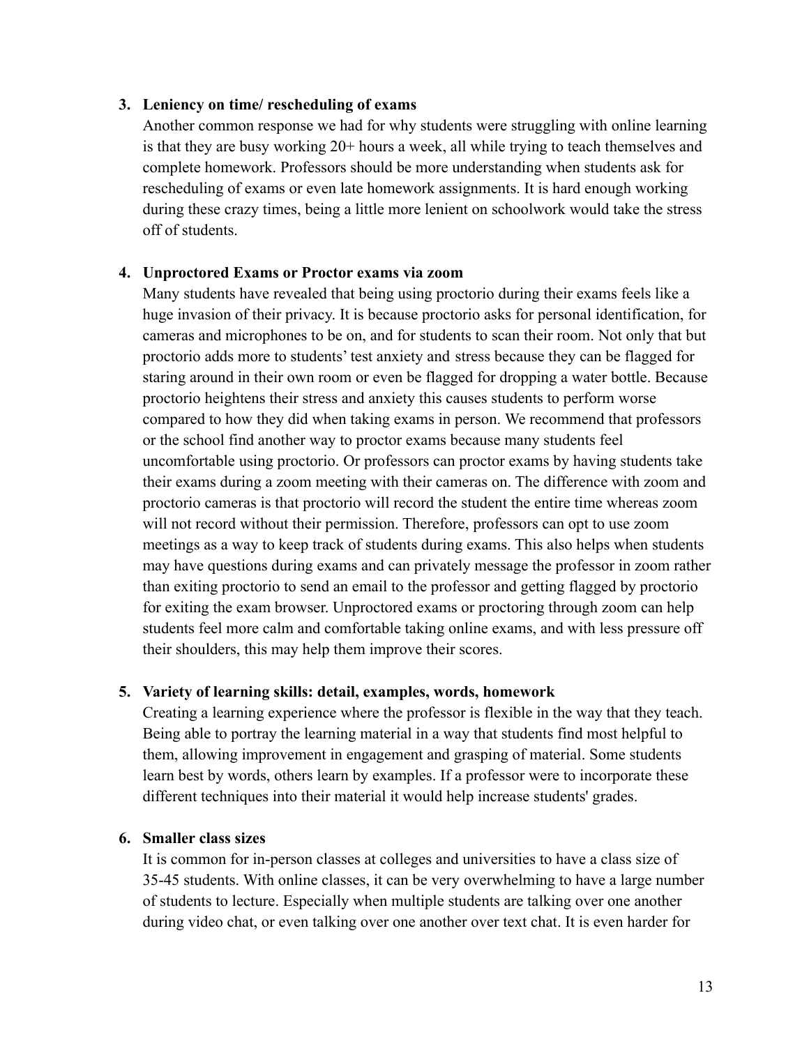3. **Leniency on time/ rescheduling of exams**

   Another common response we had for why students were struggling with online learning is that they are busy working 20+ hours a week, all while trying to teach themselves and complete homework. Professors should be more understanding when students ask for rescheduling of exams or even late homework assignments. It is hard enough working during these crazy times, being a little more lenient on schoolwork would take the stress off of students.

4. **Unproctored Exams or Proctor exams via zoom**

   Many students have revealed that being using proctorio during their exams feels like a huge invasion of their privacy. It is because proctorio asks for personal identification, for cameras and microphones to be on, and for students to scan their room. Not only that but proctorio adds more to students' test anxiety and stress because they can be flagged for staring around in their own room or even be flagged for dropping a water bottle. Because proctorio heightens their stress and anxiety this causes students to perform worse compared to how they did when taking exams in person. We recommend that professors or the school find another way to proctor exams because many students feel uncomfortable using proctorio. Or professors can proctor exams by having students take their exams during a zoom meeting with their cameras on. The difference with zoom and proctorio cameras is that proctorio will record the student the entire time whereas zoom will not record without their permission. Therefore, professors can opt to use zoom meetings as a way to keep track of students during exams. This also helps when students may have questions during exams and can privately message the professor in zoom rather than exiting proctorio to send an email to the professor and getting flagged by proctorio for exiting the exam browser. Unproctored exams or proctoring through zoom can help students feel more calm and comfortable taking online exams, and with less pressure off their shoulders, this may help them improve their scores.

5. **Variety of learning skills: detail, examples, words, homework**

   Creating a learning experience where the professor is flexible in the way that they teach. Being able to portray the learning material in a way that students find most helpful to them, allowing improvement in engagement and grasping of material. Some students learn best by words, others learn by examples. If a professor were to incorporate these different techniques into their material it would help increase students' grades.

6. **Smaller class sizes**

   It is common for in-person classes at colleges and universities to have a class size of 35-45 students. With online classes, it can be very overwhelming to have a large number of students to lecture. Especially when multiple students are talking over one another during video chat, or even talking over one another over text chat. It is even harder for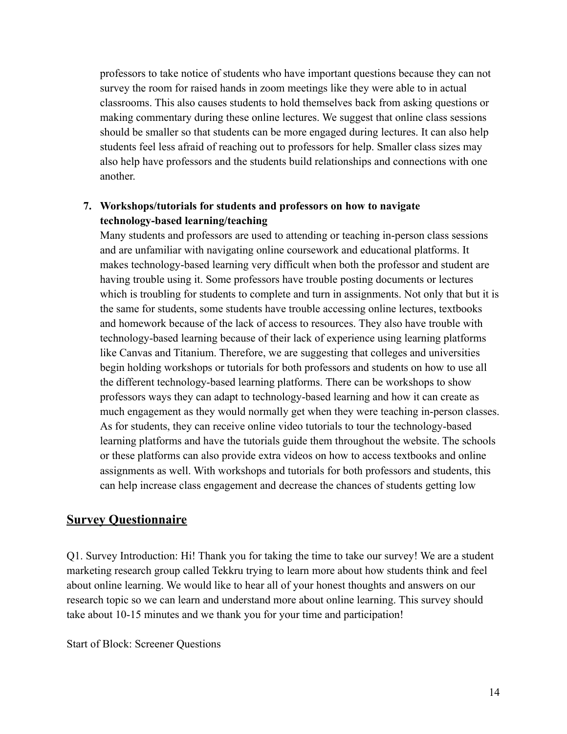professors to take notice of students who have important questions because they can not survey the room for raised hands in zoom meetings like they were able to in actual classrooms. This also causes students to hold themselves back from asking questions or making commentary during these online lectures. We suggest that online class sessions should be smaller so that students can be more engaged during lectures. It can also help students feel less afraid of reaching out to professors for help. Smaller class sizes may also help have professors and the students build relationships and connections with one another.

7. **Workshops/tutorials for students and professors on how to navigate technology-based learning/teaching**
   Many students and professors are used to attending or teaching in-person class sessions and are unfamiliar with navigating online coursework and educational platforms. It makes technology-based learning very difficult when both the professor and student are having trouble using it. Some professors have trouble posting documents or lectures which is troubling for students to complete and turn in assignments. Not only that but it is the same for students, some students have trouble accessing online lectures, textbooks and homework because of the lack of access to resources. They also have trouble with technology-based learning because of their lack of experience using learning platforms like Canvas and Titanium. Therefore, we are suggesting that colleges and universities begin holding workshops or tutorials for both professors and students on how to use all the different technology-based learning platforms. There can be workshops to show professors ways they can adapt to technology-based learning and how it can create as much engagement as they would normally get when they were teaching in-person classes. As for students, they can receive online video tutorials to tour the technology-based learning platforms and have the tutorials guide them throughout the website. The schools or these platforms can also provide extra videos on how to access textbooks and online assignments as well. With workshops and tutorials for both professors and students, this can help increase class engagement and decrease the chances of students getting low

## Survey Questionnaire

Q1. Survey Introduction: Hi! Thank you for taking the time to take our survey! We are a student marketing research group called Tekkru trying to learn more about how students think and feel about online learning. We would like to hear all of your honest thoughts and answers on our research topic so we can learn and understand more about online learning. This survey should take about 10-15 minutes and we thank you for your time and participation!

Start of Block: Screener Questions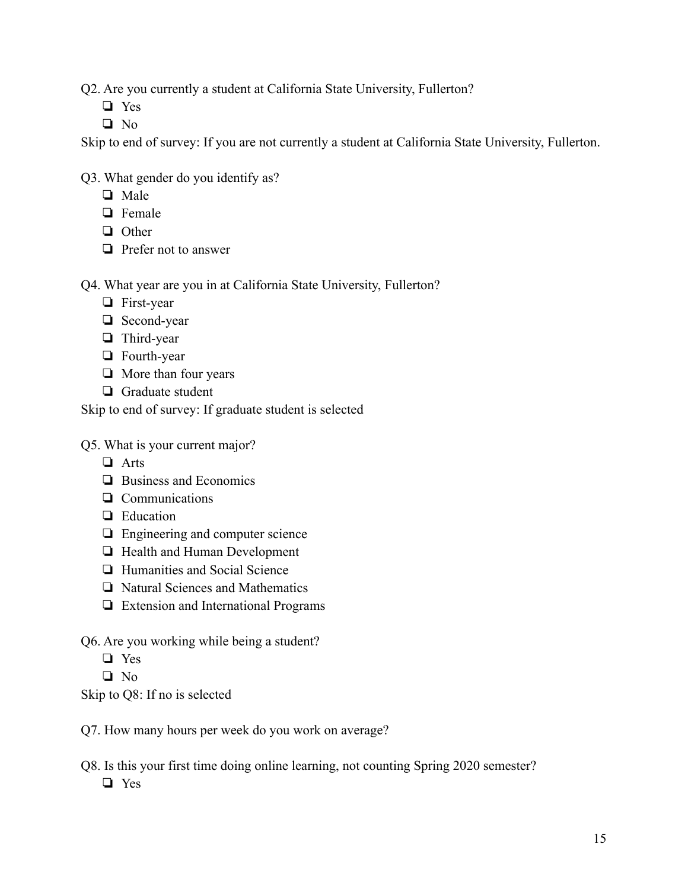Q2. Are you currently a student at California State University, Fullerton?

- ❏ Yes
- ❏ No

Skip to end of survey: If you are not currently a student at California State University, Fullerton.

Q3. What gender do you identify as?

- ❏ Male
- ❏ Female
- ❏ Other
- ❏ Prefer not to answer

Q4. What year are you in at California State University, Fullerton?

- ❏ First-year
- ❏ Second-year
- ❏ Third-year
- ❏ Fourth-year
- ❏ More than four years
- ❏ Graduate student

Skip to end of survey: If graduate student is selected

Q5. What is your current major?

- ❏ Arts
- ❏ Business and Economics
- ❏ Communications
- ❏ Education
- ❏ Engineering and computer science
- ❏ Health and Human Development
- ❏ Humanities and Social Science
- ❏ Natural Sciences and Mathematics
- ❏ Extension and International Programs

Q6. Are you working while being a student?

- ❏ Yes
- ❏ No

Skip to Q8: If no is selected

Q7. How many hours per week do you work on average?

Q8. Is this your first time doing online learning, not counting Spring 2020 semester?

- ❏ Yes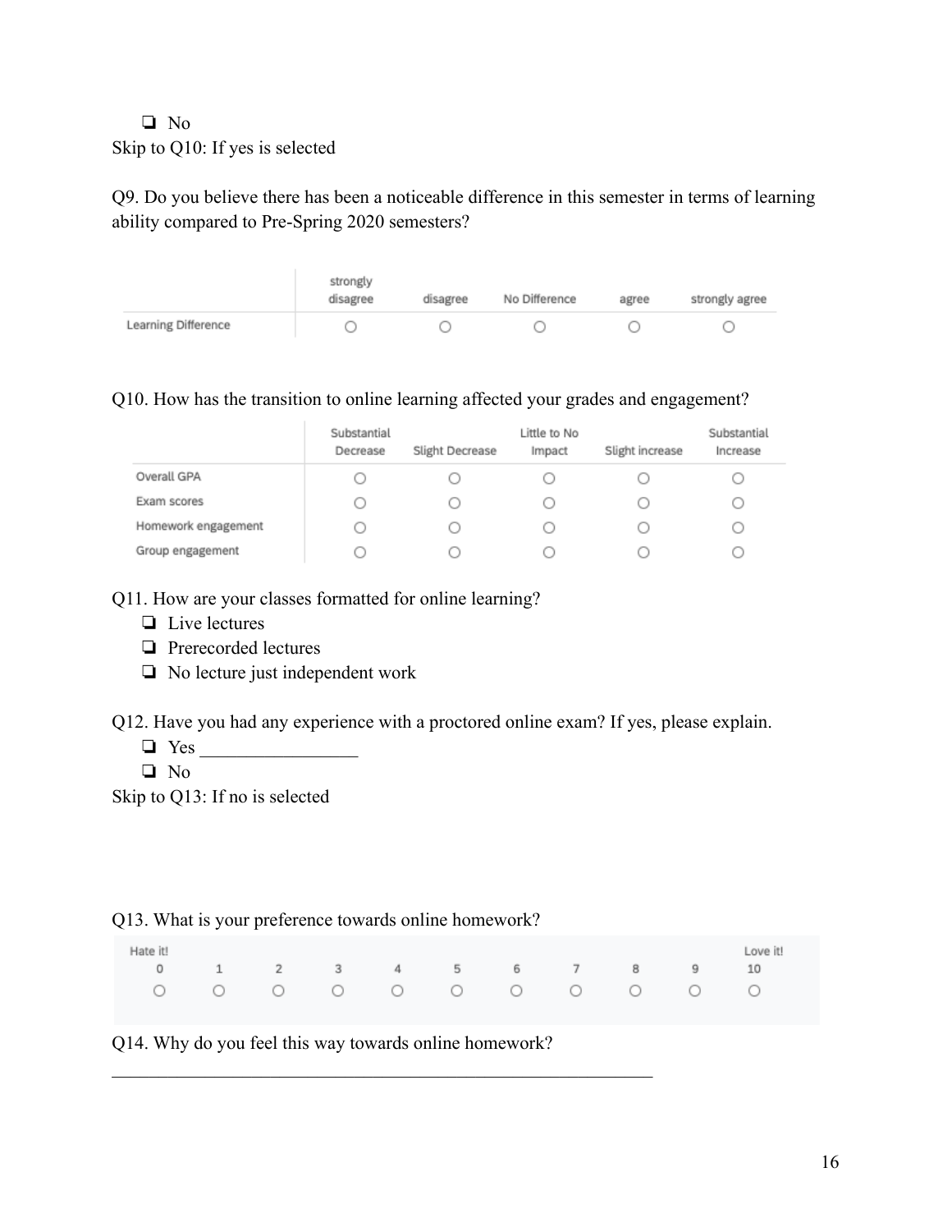❏ No

Skip to Q10: If yes is selected

Q9. Do you believe there has been a noticeable difference in this semester in terms of learning ability compared to Pre-Spring 2020 semesters?

| | strongly disagree | disagree | No Difference | agree | strongly agree |
|---|---|---|---|---|---|
| Learning Difference | ○ | ○ | ○ | ○ | ○ |

Q10. How has the transition to online learning affected your grades and engagement?

| | Substantial Decrease | Slight Decrease | Little to No Impact | Slight increase | Substantial Increase |
|---|---|---|---|---|---|
| Overall GPA | ○ | ○ | ○ | ○ | ○ |
| Exam scores | ○ | ○ | ○ | ○ | ○ |
| Homework engagement | ○ | ○ | ○ | ○ | ○ |
| Group engagement | ○ | ○ | ○ | ○ | ○ |

Q11. How are your classes formatted for online learning?

- ❏ Live lectures
- ❏ Prerecorded lectures
- ❏ No lecture just independent work

Q12. Have you had any experience with a proctored online exam? If yes, please explain.

- ❏ Yes _________________
- ❏ No

Skip to Q13: If no is selected

Q13. What is your preference towards online homework?

| Hate it! 0 | 1 | 2 | 3 | 4 | 5 | 6 | 7 | 8 | 9 | Love it! 10 |
|---|---|---|---|---|---|---|---|---|---|---|
| ○ | ○ | ○ | ○ | ○ | ○ | ○ | ○ | ○ | ○ | ○ |

Q14. Why do you feel this way towards online homework?

____________________________________________________________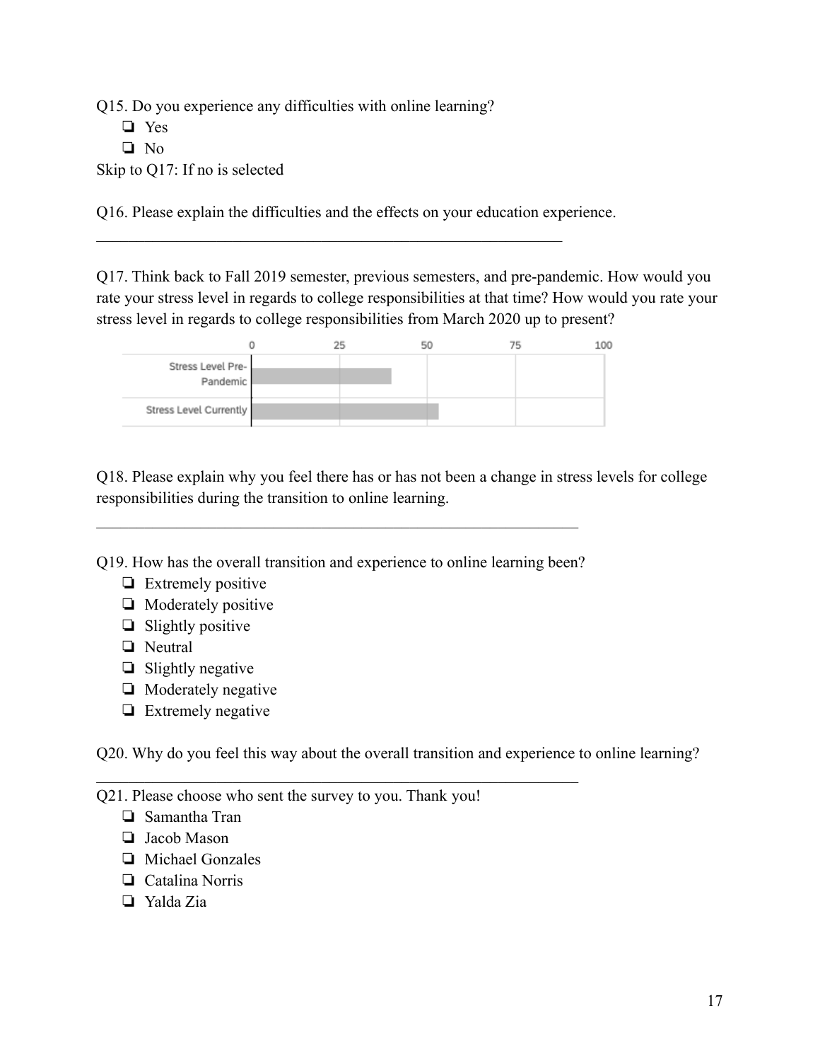Q15. Do you experience any difficulties with online learning?

- ❏ Yes
- ❏ No

Skip to Q17: If no is selected

Q16. Please explain the difficulties and the effects on your education experience.

\_\_\_\_\_\_\_\_\_\_\_\_\_\_\_\_\_\_\_\_\_\_\_\_\_\_\_\_\_\_\_\_\_\_\_\_\_\_\_\_\_\_\_\_\_\_\_\_\_\_\_\_\_\_\_\_\_\_\_\_

Q17. Think back to Fall 2019 semester, previous semesters, and pre-pandemic. How would you rate your stress level in regards to college responsibilities at that time? How would you rate your stress level in regards to college responsibilities from March 2020 up to present?

0 25 50 75 100

Stress Level Pre-Pandemic

Stress Level Currently

Q18. Please explain why you feel there has or has not been a change in stress levels for college responsibilities during the transition to online learning.

\_\_\_\_\_\_\_\_\_\_\_\_\_\_\_\_\_\_\_\_\_\_\_\_\_\_\_\_\_\_\_\_\_\_\_\_\_\_\_\_\_\_\_\_\_\_\_\_\_\_\_\_\_\_\_\_\_\_\_\_

Q19. How has the overall transition and experience to online learning been?

- ❏ Extremely positive
- ❏ Moderately positive
- ❏ Slightly positive
- ❏ Neutral
- ❏ Slightly negative
- ❏ Moderately negative
- ❏ Extremely negative

Q20. Why do you feel this way about the overall transition and experience to online learning?

\_\_\_\_\_\_\_\_\_\_\_\_\_\_\_\_\_\_\_\_\_\_\_\_\_\_\_\_\_\_\_\_\_\_\_\_\_\_\_\_\_\_\_\_\_\_\_\_\_\_\_\_\_\_\_\_\_\_\_\_

Q21. Please choose who sent the survey to you. Thank you!

- ❏ Samantha Tran
- ❏ Jacob Mason
- ❏ Michael Gonzales
- ❏ Catalina Norris
- ❏ Yalda Zia